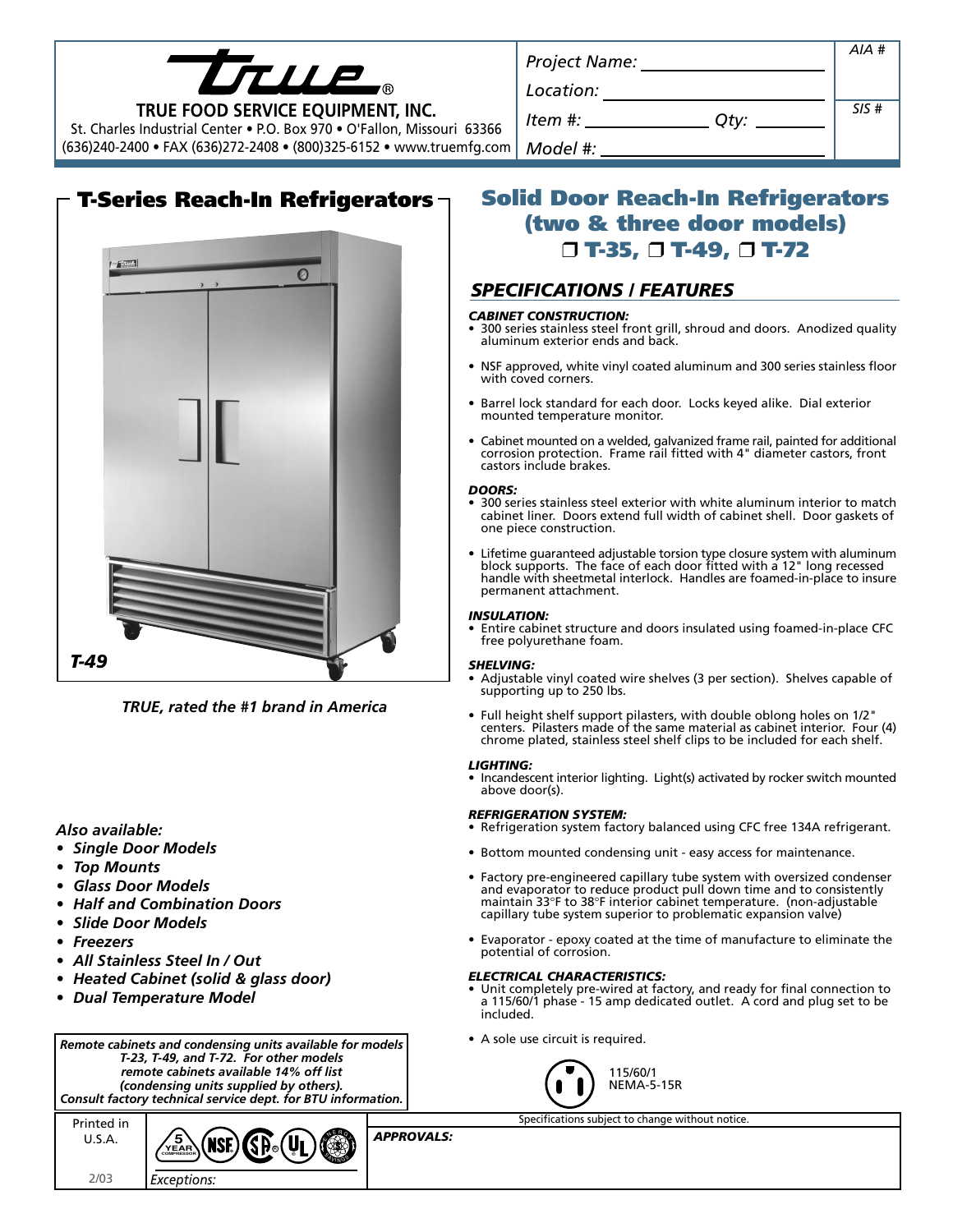# TRUE FOOD SERVICE EQUIPMENT, INC.

St. Charles Industrial Center • P.O. Box 970 • O'Fallon, Missouri 63366
(636)240-2400 • FAX (636)272-2408 • (800)325-6152 • www.truemfg.com

| Project Name: | AIA # |
|---|---|
| Location: | |
| Item #: Qty: | SIS # |
| Model #: | |

## T-Series Reach-In Refrigerators

*T-49*

*TRUE, rated the #1 brand in America*

*Also available:*

- ***Single Door Models***
- ***Top Mounts***
- ***Glass Door Models***
- ***Half and Combination Doors***
- ***Slide Door Models***
- ***Freezers***
- ***All Stainless Steel In / Out***
- ***Heated Cabinet (solid & glass door)***
- ***Dual Temperature Model***

***Remote cabinets and condensing units available for models T-23, T-49, and T-72. For other models remote cabinets available 14% off list (condensing units supplied by others). Consult factory technical service dept. for BTU information.***

# Solid Door Reach-In Refrigerators (two & three door models)

## ❒ T-35, ❒ T-49, ❒ T-72

### *SPECIFICATIONS / FEATURES*

***CABINET CONSTRUCTION:***

- 300 series stainless steel front grill, shroud and doors. Anodized quality aluminum exterior ends and back.
- NSF approved, white vinyl coated aluminum and 300 series stainless floor with coved corners.
- Barrel lock standard for each door. Locks keyed alike. Dial exterior mounted temperature monitor.
- Cabinet mounted on a welded, galvanized frame rail, painted for additional corrosion protection. Frame rail fitted with 4" diameter castors, front castors include brakes.

***DOORS:***

- 300 series stainless steel exterior with white aluminum interior to match cabinet liner. Doors extend full width of cabinet shell. Door gaskets of one piece construction.
- Lifetime guaranteed adjustable torsion type closure system with aluminum block supports. The face of each door fitted with a 12" long recessed handle with sheetmetal interlock. Handles are foamed-in-place to insure permanent attachment.

***INSULATION:***

- Entire cabinet structure and doors insulated using foamed-in-place CFC free polyurethane foam.

***SHELVING:***

- Adjustable vinyl coated wire shelves (3 per section). Shelves capable of supporting up to 250 lbs.
- Full height shelf support pilasters, with double oblong holes on 1/2" centers. Pilasters made of the same material as cabinet interior. Four (4) chrome plated, stainless steel shelf clips to be included for each shelf.

***LIGHTING:***

- Incandescent interior lighting. Light(s) activated by rocker switch mounted above door(s).

***REFRIGERATION SYSTEM:***

- Refrigeration system factory balanced using CFC free 134A refrigerant.
- Bottom mounted condensing unit - easy access for maintenance.
- Factory pre-engineered capillary tube system with oversized condenser and evaporator to reduce product pull down time and to consistently maintain 33°F to 38°F interior cabinet temperature. (non-adjustable capillary tube system superior to problematic expansion valve)
- Evaporator - epoxy coated at the time of manufacture to eliminate the potential of corrosion.

***ELECTRICAL CHARACTERISTICS:***

- Unit completely pre-wired at factory, and ready for final connection to a 115/60/1 phase - 15 amp dedicated outlet. A cord and plug set to be included.
- A sole use circuit is required.

115/60/1
NEMA-5-15R

Specifications subject to change without notice.

Printed in U.S.A.

2/03

*Exceptions:*

***APPROVALS:***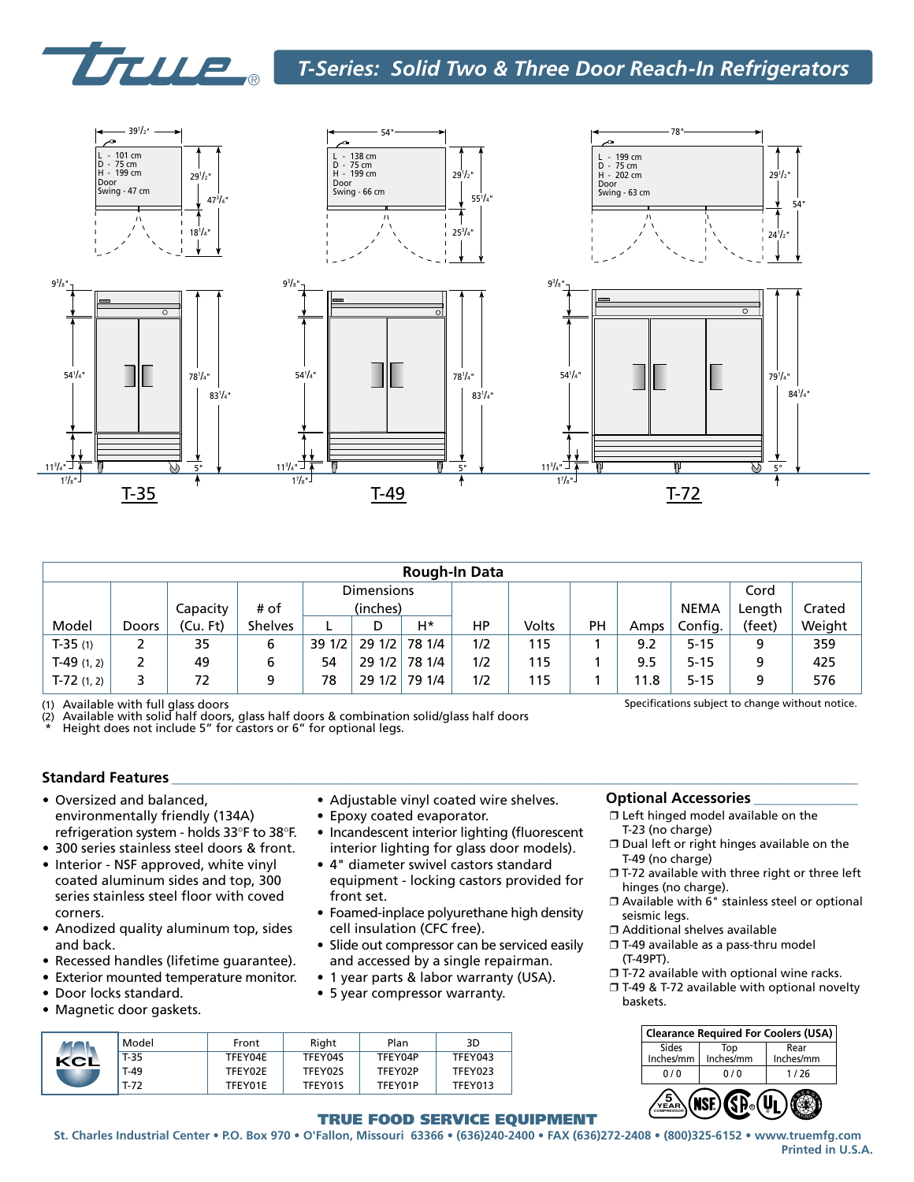# T-Series: Solid Two & Three Door Reach-In Refrigerators

T-35

T-49

T-72

## Rough-In Data

| Model | Doors | Capacity (Cu. Ft) | # of Shelves | Dimensions (inches) L | D | H* | HP | Volts | PH | Amps | NEMA Config. | Cord Length (feet) | Crated Weight |
|---|---|---|---|---|---|---|---|---|---|---|---|---|---|
| T-35 (1) | 2 | 35 | 6 | 39 1/2 | 29 1/2 | 78 1/4 | 1/2 | 115 | 1 | 9.2 | 5-15 | 9 | 359 |
| T-49 (1, 2) | 2 | 49 | 6 | 54 | 29 1/2 | 78 1/4 | 1/2 | 115 | 1 | 9.5 | 5-15 | 9 | 425 |
| T-72 (1, 2) | 3 | 72 | 9 | 78 | 29 1/2 | 79 1/4 | 1/2 | 115 | 1 | 11.8 | 5-15 | 9 | 576 |

(1) Available with full glass doors
(2) Available with solid half doors, glass half doors & combination solid/glass half doors
\* Height does not include 5" for castors or 6" for optional legs.

Specifications subject to change without notice.

### Standard Features

- Oversized and balanced, environmentally friendly (134A) refrigeration system - holds 33°F to 38°F.
- 300 series stainless steel doors & front.
- Interior - NSF approved, white vinyl coated aluminum sides and top, 300 series stainless steel floor with coved corners.
- Anodized quality aluminum top, sides and back.
- Recessed handles (lifetime guarantee).
- Exterior mounted temperature monitor.
- Door locks standard.
- Magnetic door gaskets.
- Adjustable vinyl coated wire shelves.
- Epoxy coated evaporator.
- Incandescent interior lighting (fluorescent interior lighting for glass door models).
- 4" diameter swivel castors standard equipment - locking castors provided for front set.
- Foamed-inplace polyurethane high density cell insulation (CFC free).
- Slide out compressor can be serviced easily and accessed by a single repairman.
- 1 year parts & labor warranty (USA).
- 5 year compressor warranty.

### Optional Accessories

- ❒ Left hinged model available on the T-23 (no charge)
- ❒ Dual left or right hinges available on the T-49 (no charge)
- ❒ T-72 available with three right or three left hinges (no charge).
- ❒ Available with 6" stainless steel or optional seismic legs.
- ❒ Additional shelves available
- ❒ T-49 available as a pass-thru model (T-49PT).
- ❒ T-72 available with optional wine racks.
- ❒ T-49 & T-72 available with optional novelty baskets.

| KCL Model | Front | Right | Plan | 3D |
|---|---|---|---|---|
| T-35 | TFEY04E | TFEY04S | TFEY04P | TFEY043 |
| T-49 | TFEY02E | TFEY02S | TFEY02P | TFEY023 |
| T-72 | TFEY01E | TFEY01S | TFEY01P | TFEY013 |

| Clearance Required For Coolers (USA) | | |
|---|---|---|
| Sides Inches/mm | Top Inches/mm | Rear Inches/mm |
| 0 / 0 | 0 / 0 | 1 / 26 |

**TRUE FOOD SERVICE EQUIPMENT**

St. Charles Industrial Center • P.O. Box 970 • O'Fallon, Missouri 63366 • (636)240-2400 • FAX (636)272-2408 • (800)325-6152 • www.truemfg.com

Printed in U.S.A.